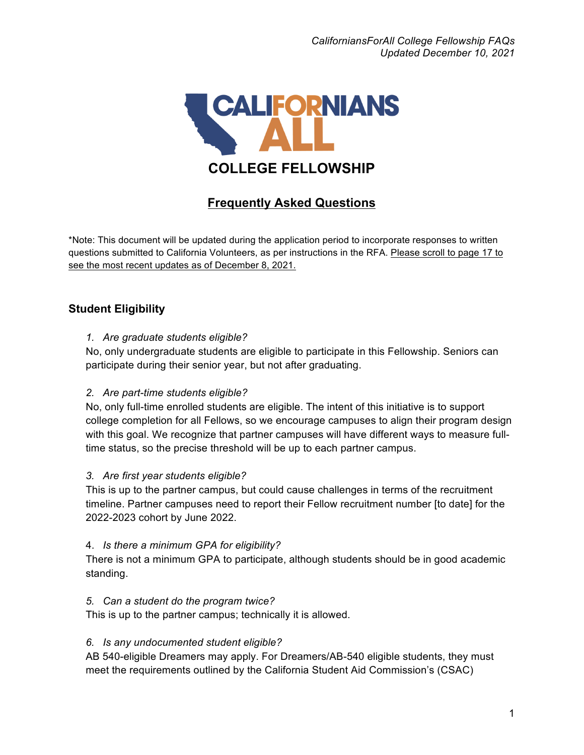# CALIFORNIANS FOR ALL

## COLLEGE FELLOWSHIP

## Frequently Asked Questions

*Note: This document will be updated during the application period to incorporate responses to written questions submitted to California Volunteers, as per instructions in the RFA. Please scroll to page 17 to see the most recent updates as of December 8, 2021.

### Student Eligibility

1. *Are graduate students eligible?*
   No, only undergraduate students are eligible to participate in this Fellowship. Seniors can participate during their senior year, but not after graduating.

2. *Are part-time students eligible?*
   No, only full-time enrolled students are eligible. The intent of this initiative is to support college completion for all Fellows, so we encourage campuses to align their program design with this goal. We recognize that partner campuses will have different ways to measure full-time status, so the precise threshold will be up to each partner campus.

3. *Are first year students eligible?*
   This is up to the partner campus, but could cause challenges in terms of the recruitment timeline. Partner campuses need to report their Fellow recruitment number [to date] for the 2022-2023 cohort by June 2022.

4. *Is there a minimum GPA for eligibility?*
   There is not a minimum GPA to participate, although students should be in good academic standing.

5. *Can a student do the program twice?*
   This is up to the partner campus; technically it is allowed.

6. *Is any undocumented student eligible?*
   AB 540-eligible Dreamers may apply. For Dreamers/AB-540 eligible students, they must meet the requirements outlined by the California Student Aid Commission's (CSAC)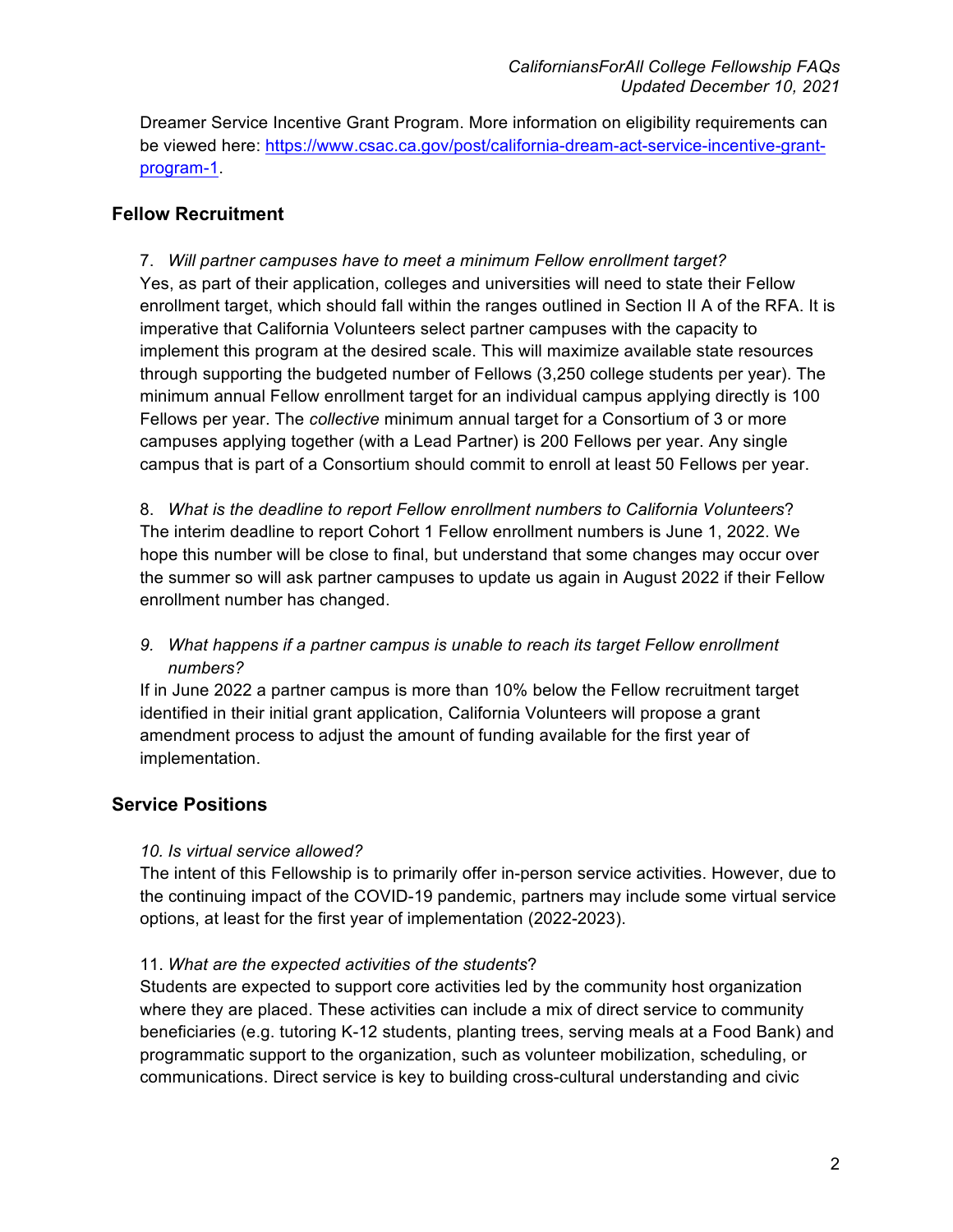Dreamer Service Incentive Grant Program. More information on eligibility requirements can be viewed here: [https://www.csac.ca.gov/post/california-dream-act-service-incentive-grant-program-1](https://www.csac.ca.gov/post/california-dream-act-service-incentive-grant-program-1).

## Fellow Recruitment

7. *Will partner campuses have to meet a minimum Fellow enrollment target?*

Yes, as part of their application, colleges and universities will need to state their Fellow enrollment target, which should fall within the ranges outlined in Section II A of the RFA. It is imperative that California Volunteers select partner campuses with the capacity to implement this program at the desired scale. This will maximize available state resources through supporting the budgeted number of Fellows (3,250 college students per year). The minimum annual Fellow enrollment target for an individual campus applying directly is 100 Fellows per year. The *collective* minimum annual target for a Consortium of 3 or more campuses applying together (with a Lead Partner) is 200 Fellows per year. Any single campus that is part of a Consortium should commit to enroll at least 50 Fellows per year.

8. *What is the deadline to report Fellow enrollment numbers to California Volunteers*?

The interim deadline to report Cohort 1 Fellow enrollment numbers is June 1, 2022. We hope this number will be close to final, but understand that some changes may occur over the summer so will ask partner campuses to update us again in August 2022 if their Fellow enrollment number has changed.

9. *What happens if a partner campus is unable to reach its target Fellow enrollment numbers?*

If in June 2022 a partner campus is more than 10% below the Fellow recruitment target identified in their initial grant application, California Volunteers will propose a grant amendment process to adjust the amount of funding available for the first year of implementation.

## Service Positions

10. *Is virtual service allowed?*

The intent of this Fellowship is to primarily offer in-person service activities. However, due to the continuing impact of the COVID-19 pandemic, partners may include some virtual service options, at least for the first year of implementation (2022-2023).

11. *What are the expected activities of the students*?

Students are expected to support core activities led by the community host organization where they are placed. These activities can include a mix of direct service to community beneficiaries (e.g. tutoring K-12 students, planting trees, serving meals at a Food Bank) and programmatic support to the organization, such as volunteer mobilization, scheduling, or communications. Direct service is key to building cross-cultural understanding and civic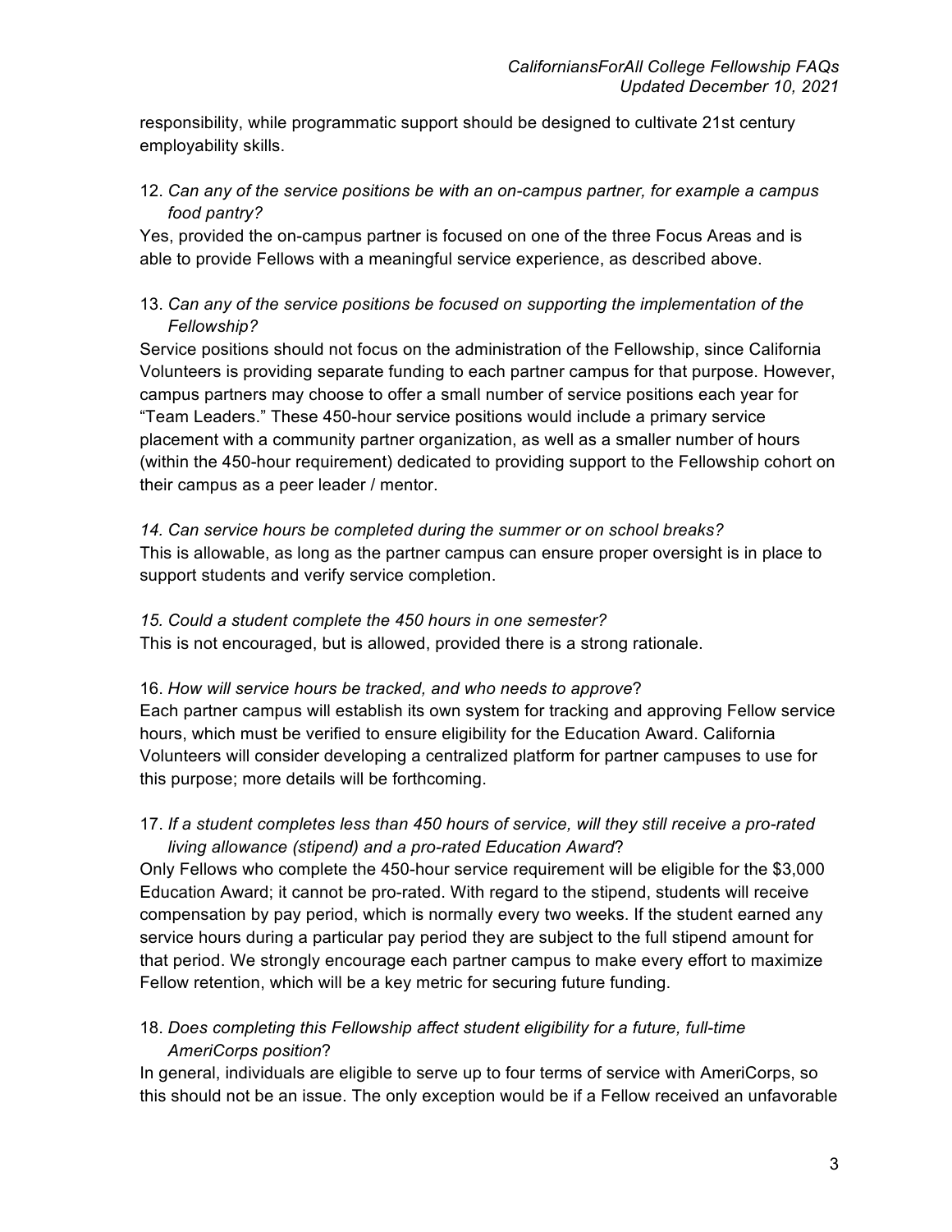responsibility, while programmatic support should be designed to cultivate 21st century employability skills.

12. *Can any of the service positions be with an on-campus partner, for example a campus food pantry?*

Yes, provided the on-campus partner is focused on one of the three Focus Areas and is able to provide Fellows with a meaningful service experience, as described above.

13. *Can any of the service positions be focused on supporting the implementation of the Fellowship?*

Service positions should not focus on the administration of the Fellowship, since California Volunteers is providing separate funding to each partner campus for that purpose. However, campus partners may choose to offer a small number of service positions each year for "Team Leaders." These 450-hour service positions would include a primary service placement with a community partner organization, as well as a smaller number of hours (within the 450-hour requirement) dedicated to providing support to the Fellowship cohort on their campus as a peer leader / mentor.

*14. Can service hours be completed during the summer or on school breaks?*

This is allowable, as long as the partner campus can ensure proper oversight is in place to support students and verify service completion.

*15. Could a student complete the 450 hours in one semester?*

This is not encouraged, but is allowed, provided there is a strong rationale.

16. *How will service hours be tracked, and who needs to approve*?

Each partner campus will establish its own system for tracking and approving Fellow service hours, which must be verified to ensure eligibility for the Education Award. California Volunteers will consider developing a centralized platform for partner campuses to use for this purpose; more details will be forthcoming.

17. *If a student completes less than 450 hours of service, will they still receive a pro-rated living allowance (stipend) and a pro-rated Education Award*?

Only Fellows who complete the 450-hour service requirement will be eligible for the $3,000 Education Award; it cannot be pro-rated. With regard to the stipend, students will receive compensation by pay period, which is normally every two weeks. If the student earned any service hours during a particular pay period they are subject to the full stipend amount for that period. We strongly encourage each partner campus to make every effort to maximize Fellow retention, which will be a key metric for securing future funding.

18. *Does completing this Fellowship affect student eligibility for a future, full-time AmeriCorps position*?

In general, individuals are eligible to serve up to four terms of service with AmeriCorps, so this should not be an issue. The only exception would be if a Fellow received an unfavorable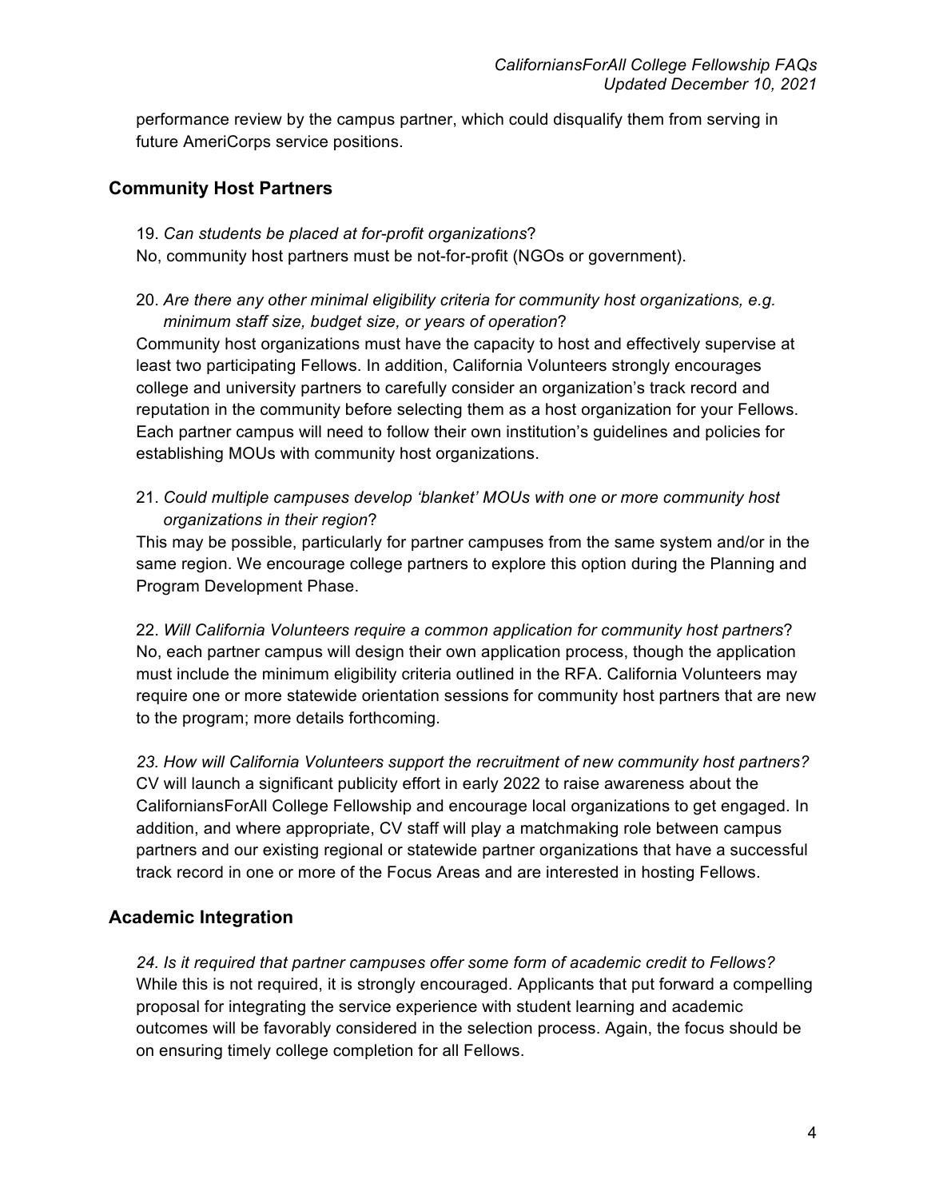performance review by the campus partner, which could disqualify them from serving in future AmeriCorps service positions.

## Community Host Partners

19. *Can students be placed at for-profit organizations*?

No, community host partners must be not-for-profit (NGOs or government).

20. *Are there any other minimal eligibility criteria for community host organizations, e.g. minimum staff size, budget size, or years of operation*?

Community host organizations must have the capacity to host and effectively supervise at least two participating Fellows. In addition, California Volunteers strongly encourages college and university partners to carefully consider an organization's track record and reputation in the community before selecting them as a host organization for your Fellows. Each partner campus will need to follow their own institution's guidelines and policies for establishing MOUs with community host organizations.

21. *Could multiple campuses develop 'blanket' MOUs with one or more community host organizations in their region*?

This may be possible, particularly for partner campuses from the same system and/or in the same region. We encourage college partners to explore this option during the Planning and Program Development Phase.

22. *Will California Volunteers require a common application for community host partners*?

No, each partner campus will design their own application process, though the application must include the minimum eligibility criteria outlined in the RFA. California Volunteers may require one or more statewide orientation sessions for community host partners that are new to the program; more details forthcoming.

*23. How will California Volunteers support the recruitment of new community host partners?*

CV will launch a significant publicity effort in early 2022 to raise awareness about the CaliforniansForAll College Fellowship and encourage local organizations to get engaged. In addition, and where appropriate, CV staff will play a matchmaking role between campus partners and our existing regional or statewide partner organizations that have a successful track record in one or more of the Focus Areas and are interested in hosting Fellows.

## Academic Integration

*24. Is it required that partner campuses offer some form of academic credit to Fellows?*

While this is not required, it is strongly encouraged. Applicants that put forward a compelling proposal for integrating the service experience with student learning and academic outcomes will be favorably considered in the selection process. Again, the focus should be on ensuring timely college completion for all Fellows.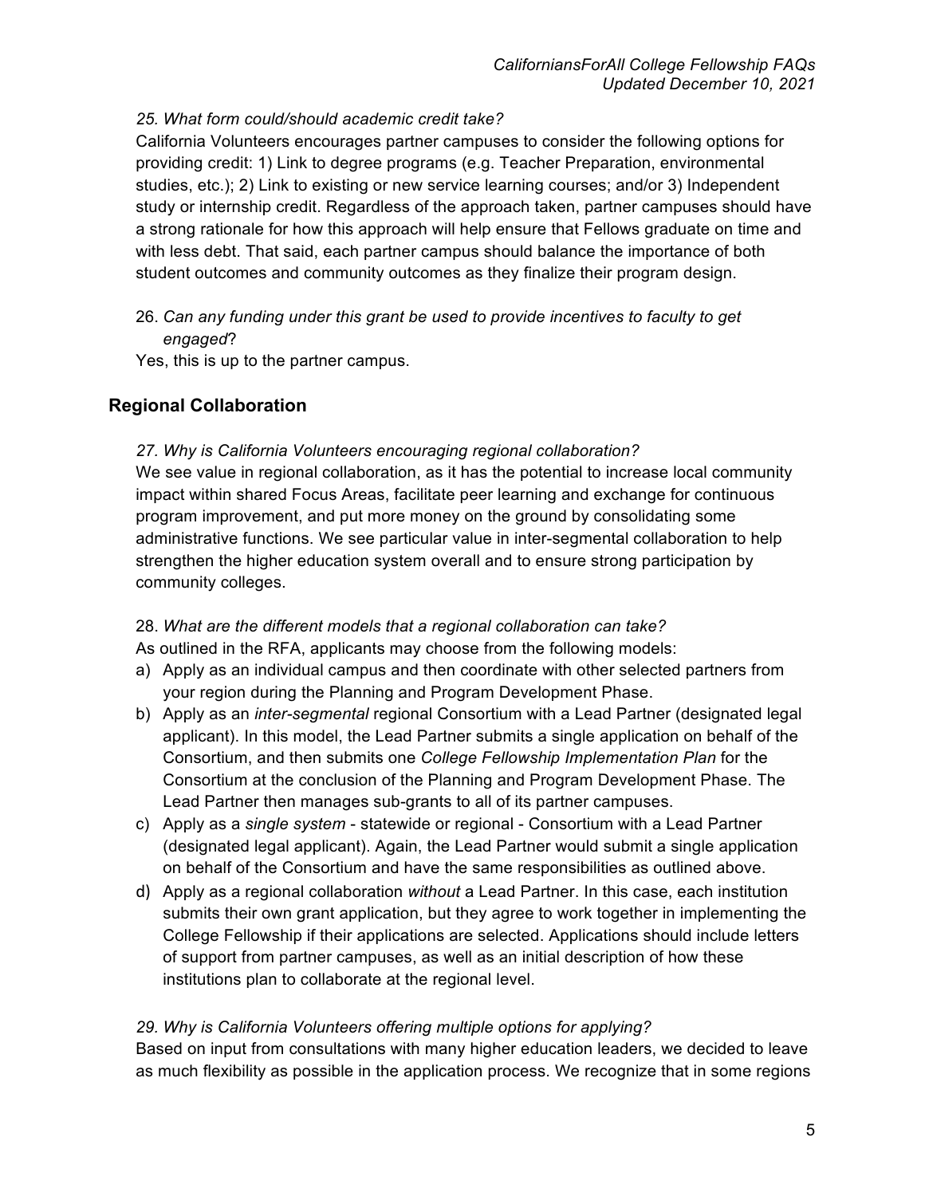*25. What form could/should academic credit take?*

California Volunteers encourages partner campuses to consider the following options for providing credit: 1) Link to degree programs (e.g. Teacher Preparation, environmental studies, etc.); 2) Link to existing or new service learning courses; and/or 3) Independent study or internship credit. Regardless of the approach taken, partner campuses should have a strong rationale for how this approach will help ensure that Fellows graduate on time and with less debt. That said, each partner campus should balance the importance of both student outcomes and community outcomes as they finalize their program design.

26. *Can any funding under this grant be used to provide incentives to faculty to get engaged*?

Yes, this is up to the partner campus.

## Regional Collaboration

*27. Why is California Volunteers encouraging regional collaboration?*

We see value in regional collaboration, as it has the potential to increase local community impact within shared Focus Areas, facilitate peer learning and exchange for continuous program improvement, and put more money on the ground by consolidating some administrative functions. We see particular value in inter-segmental collaboration to help strengthen the higher education system overall and to ensure strong participation by community colleges.

28. *What are the different models that a regional collaboration can take?*

As outlined in the RFA, applicants may choose from the following models:

a) Apply as an individual campus and then coordinate with other selected partners from your region during the Planning and Program Development Phase.
b) Apply as an *inter-segmental* regional Consortium with a Lead Partner (designated legal applicant). In this model, the Lead Partner submits a single application on behalf of the Consortium, and then submits one *College Fellowship Implementation Plan* for the Consortium at the conclusion of the Planning and Program Development Phase. The Lead Partner then manages sub-grants to all of its partner campuses.
c) Apply as a *single system* - statewide or regional - Consortium with a Lead Partner (designated legal applicant). Again, the Lead Partner would submit a single application on behalf of the Consortium and have the same responsibilities as outlined above.
d) Apply as a regional collaboration *without* a Lead Partner. In this case, each institution submits their own grant application, but they agree to work together in implementing the College Fellowship if their applications are selected. Applications should include letters of support from partner campuses, as well as an initial description of how these institutions plan to collaborate at the regional level.

*29. Why is California Volunteers offering multiple options for applying?*

Based on input from consultations with many higher education leaders, we decided to leave as much flexibility as possible in the application process. We recognize that in some regions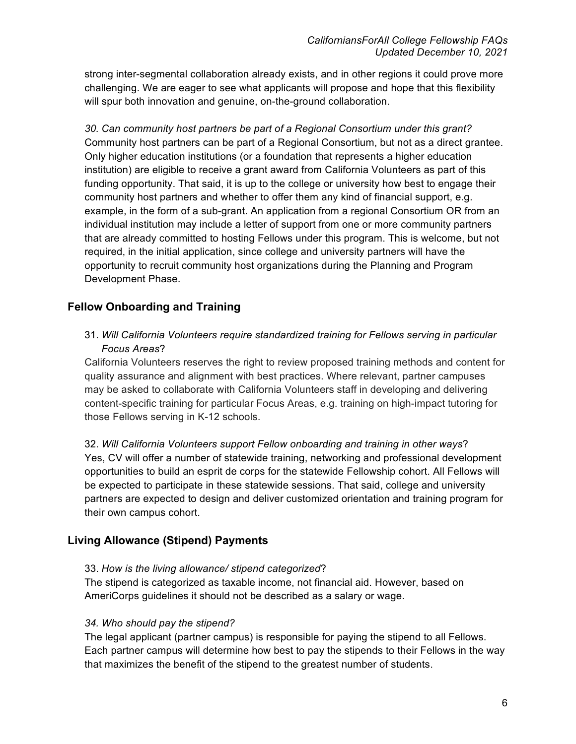strong inter-segmental collaboration already exists, and in other regions it could prove more challenging. We are eager to see what applicants will propose and hope that this flexibility will spur both innovation and genuine, on-the-ground collaboration.

*30. Can community host partners be part of a Regional Consortium under this grant?*
Community host partners can be part of a Regional Consortium, but not as a direct grantee. Only higher education institutions (or a foundation that represents a higher education institution) are eligible to receive a grant award from California Volunteers as part of this funding opportunity. That said, it is up to the college or university how best to engage their community host partners and whether to offer them any kind of financial support, e.g. example, in the form of a sub-grant. An application from a regional Consortium OR from an individual institution may include a letter of support from one or more community partners that are already committed to hosting Fellows under this program. This is welcome, but not required, in the initial application, since college and university partners will have the opportunity to recruit community host organizations during the Planning and Program Development Phase.

## Fellow Onboarding and Training

31. *Will California Volunteers require standardized training for Fellows serving in particular Focus Areas*?
California Volunteers reserves the right to review proposed training methods and content for quality assurance and alignment with best practices. Where relevant, partner campuses may be asked to collaborate with California Volunteers staff in developing and delivering content-specific training for particular Focus Areas, e.g. training on high-impact tutoring for those Fellows serving in K-12 schools.

32. *Will California Volunteers support Fellow onboarding and training in other ways*?
Yes, CV will offer a number of statewide training, networking and professional development opportunities to build an esprit de corps for the statewide Fellowship cohort. All Fellows will be expected to participate in these statewide sessions. That said, college and university partners are expected to design and deliver customized orientation and training program for their own campus cohort.

## Living Allowance (Stipend) Payments

33. *How is the living allowance/ stipend categorized*?
The stipend is categorized as taxable income, not financial aid. However, based on AmeriCorps guidelines it should not be described as a salary or wage.

*34. Who should pay the stipend?*
The legal applicant (partner campus) is responsible for paying the stipend to all Fellows. Each partner campus will determine how best to pay the stipends to their Fellows in the way that maximizes the benefit of the stipend to the greatest number of students.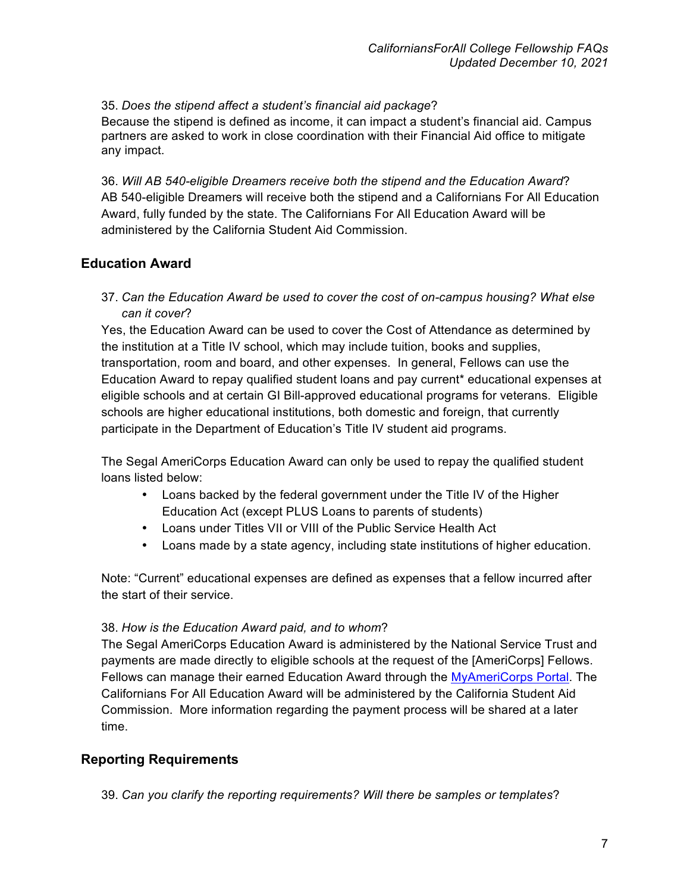35. *Does the stipend affect a student's financial aid package*?
Because the stipend is defined as income, it can impact a student's financial aid. Campus partners are asked to work in close coordination with their Financial Aid office to mitigate any impact.

36. *Will AB 540-eligible Dreamers receive both the stipend and the Education Award*?
AB 540-eligible Dreamers will receive both the stipend and a Californians For All Education Award, fully funded by the state. The Californians For All Education Award will be administered by the California Student Aid Commission.

## Education Award

37. *Can the Education Award be used to cover the cost of on-campus housing? What else can it cover*?
Yes, the Education Award can be used to cover the Cost of Attendance as determined by the institution at a Title IV school, which may include tuition, books and supplies, transportation, room and board, and other expenses. In general, Fellows can use the Education Award to repay qualified student loans and pay current* educational expenses at eligible schools and at certain GI Bill-approved educational programs for veterans. Eligible schools are higher educational institutions, both domestic and foreign, that currently participate in the Department of Education's Title IV student aid programs.

The Segal AmeriCorps Education Award can only be used to repay the qualified student loans listed below:

- Loans backed by the federal government under the Title IV of the Higher Education Act (except PLUS Loans to parents of students)
- Loans under Titles VII or VIII of the Public Service Health Act
- Loans made by a state agency, including state institutions of higher education.

Note: "Current" educational expenses are defined as expenses that a fellow incurred after the start of their service.

38. *How is the Education Award paid, and to whom*?
The Segal AmeriCorps Education Award is administered by the National Service Trust and payments are made directly to eligible schools at the request of the [AmeriCorps] Fellows. Fellows can manage their earned Education Award through the MyAmeriCorps Portal. The Californians For All Education Award will be administered by the California Student Aid Commission. More information regarding the payment process will be shared at a later time.

## Reporting Requirements

39. *Can you clarify the reporting requirements? Will there be samples or templates*?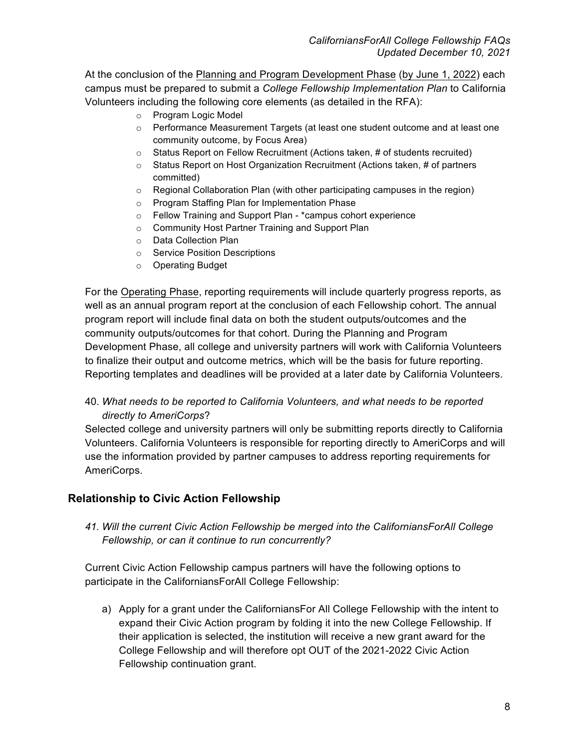At the conclusion of the Planning and Program Development Phase (by June 1, 2022) each campus must be prepared to submit a *College Fellowship Implementation Plan* to California Volunteers including the following core elements (as detailed in the RFA):

- Program Logic Model
- Performance Measurement Targets (at least one student outcome and at least one community outcome, by Focus Area)
- Status Report on Fellow Recruitment (Actions taken, # of students recruited)
- Status Report on Host Organization Recruitment (Actions taken, # of partners committed)
- Regional Collaboration Plan (with other participating campuses in the region)
- Program Staffing Plan for Implementation Phase
- Fellow Training and Support Plan - *campus cohort experience
- Community Host Partner Training and Support Plan
- Data Collection Plan
- Service Position Descriptions
- Operating Budget

For the Operating Phase, reporting requirements will include quarterly progress reports, as well as an annual program report at the conclusion of each Fellowship cohort. The annual program report will include final data on both the student outputs/outcomes and the community outputs/outcomes for that cohort. During the Planning and Program Development Phase, all college and university partners will work with California Volunteers to finalize their output and outcome metrics, which will be the basis for future reporting. Reporting templates and deadlines will be provided at a later date by California Volunteers.

40. *What needs to be reported to California Volunteers, and what needs to be reported directly to AmeriCorps*?

Selected college and university partners will only be submitting reports directly to California Volunteers. California Volunteers is responsible for reporting directly to AmeriCorps and will use the information provided by partner campuses to address reporting requirements for AmeriCorps.

## Relationship to Civic Action Fellowship

41. *Will the current Civic Action Fellowship be merged into the CaliforniansForAll College Fellowship, or can it continue to run concurrently?*

Current Civic Action Fellowship campus partners will have the following options to participate in the CaliforniansForAll College Fellowship:

a) Apply for a grant under the CaliforniansFor All College Fellowship with the intent to expand their Civic Action program by folding it into the new College Fellowship. If their application is selected, the institution will receive a new grant award for the College Fellowship and will therefore opt OUT of the 2021-2022 Civic Action Fellowship continuation grant.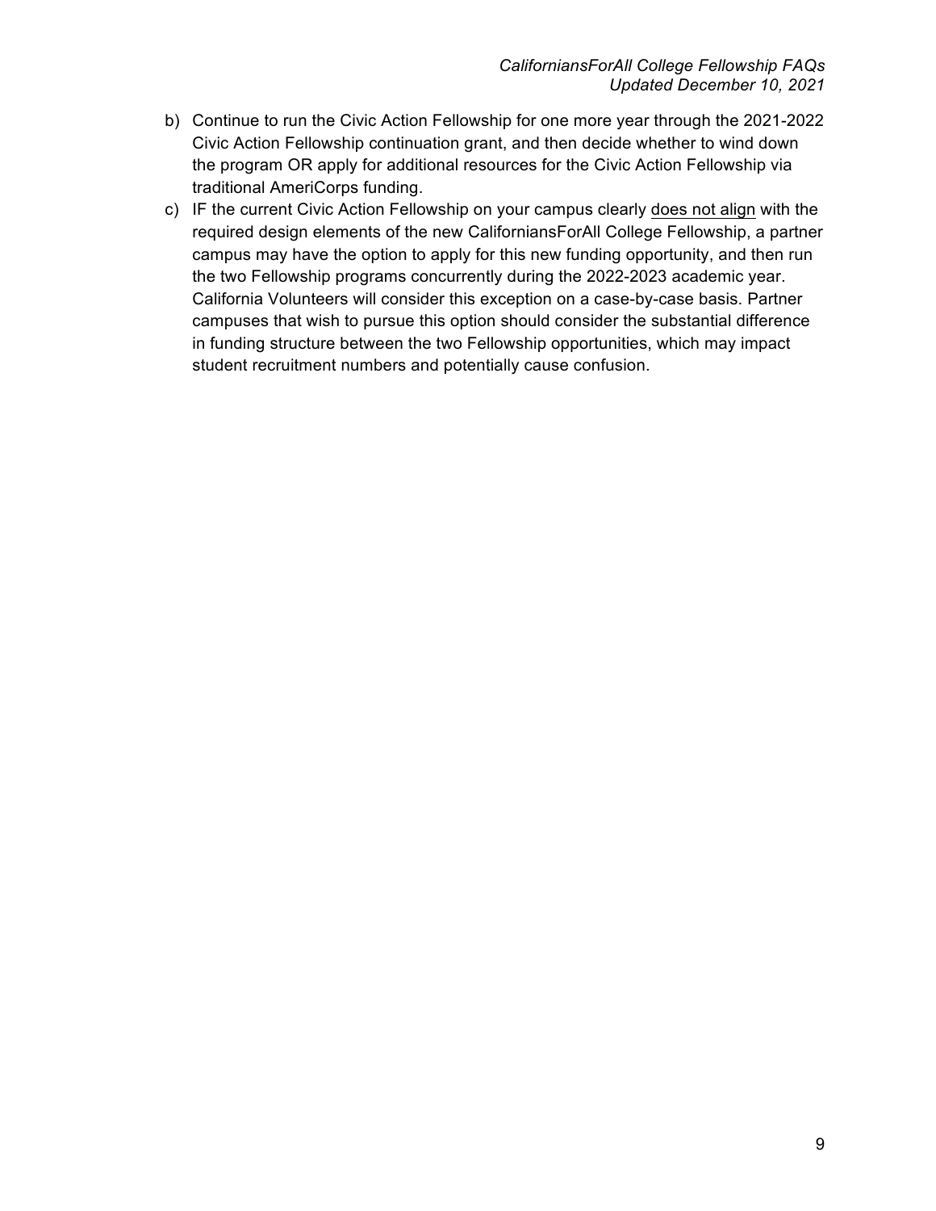b) Continue to run the Civic Action Fellowship for one more year through the 2021-2022 Civic Action Fellowship continuation grant, and then decide whether to wind down the program OR apply for additional resources for the Civic Action Fellowship via traditional AmeriCorps funding.

c) IF the current Civic Action Fellowship on your campus clearly <u>does not align</u> with the required design elements of the new CaliforniansForAll College Fellowship, a partner campus may have the option to apply for this new funding opportunity, and then run the two Fellowship programs concurrently during the 2022-2023 academic year. California Volunteers will consider this exception on a case-by-case basis. Partner campuses that wish to pursue this option should consider the substantial difference in funding structure between the two Fellowship opportunities, which may impact student recruitment numbers and potentially cause confusion.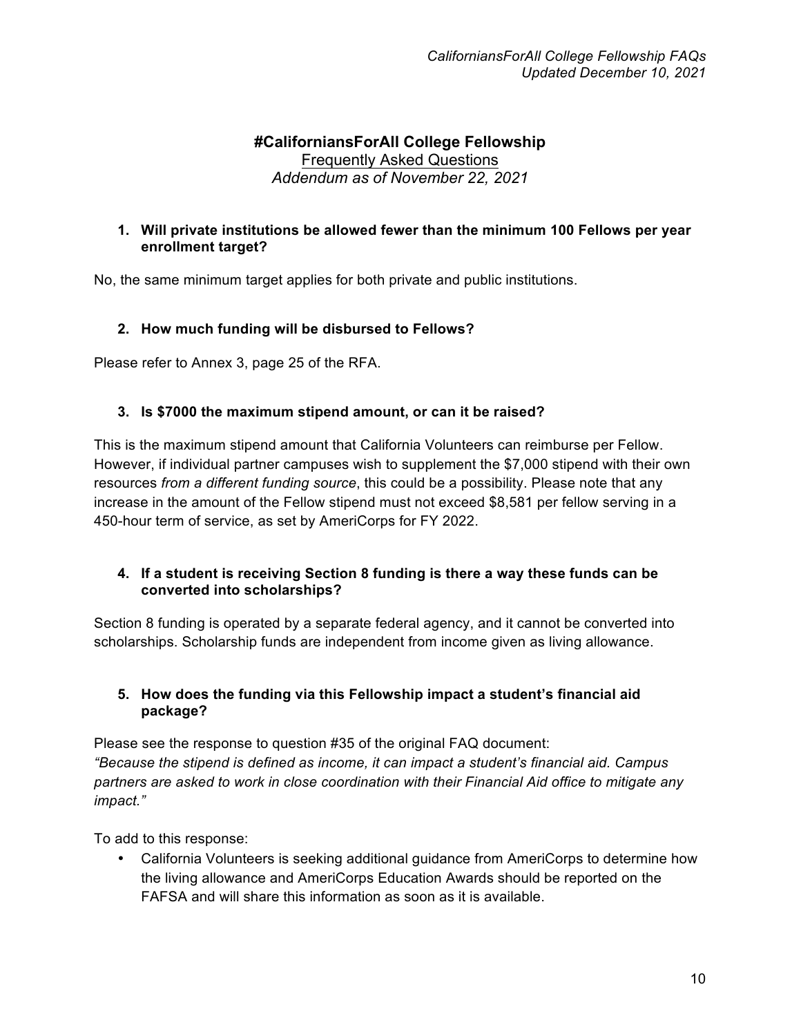# #CaliforniansForAll College Fellowship

Frequently Asked Questions

*Addendum as of November 22, 2021*

**1. Will private institutions be allowed fewer than the minimum 100 Fellows per year enrollment target?**

No, the same minimum target applies for both private and public institutions.

**2. How much funding will be disbursed to Fellows?**

Please refer to Annex 3, page 25 of the RFA.

**3. Is $7000 the maximum stipend amount, or can it be raised?**

This is the maximum stipend amount that California Volunteers can reimburse per Fellow. However, if individual partner campuses wish to supplement the $7,000 stipend with their own resources *from a different funding source*, this could be a possibility. Please note that any increase in the amount of the Fellow stipend must not exceed $8,581 per fellow serving in a 450-hour term of service, as set by AmeriCorps for FY 2022.

**4. If a student is receiving Section 8 funding is there a way these funds can be converted into scholarships?**

Section 8 funding is operated by a separate federal agency, and it cannot be converted into scholarships. Scholarship funds are independent from income given as living allowance.

**5. How does the funding via this Fellowship impact a student's financial aid package?**

Please see the response to question #35 of the original FAQ document:
*"Because the stipend is defined as income, it can impact a student's financial aid. Campus partners are asked to work in close coordination with their Financial Aid office to mitigate any impact."*

To add to this response:

- California Volunteers is seeking additional guidance from AmeriCorps to determine how the living allowance and AmeriCorps Education Awards should be reported on the FAFSA and will share this information as soon as it is available.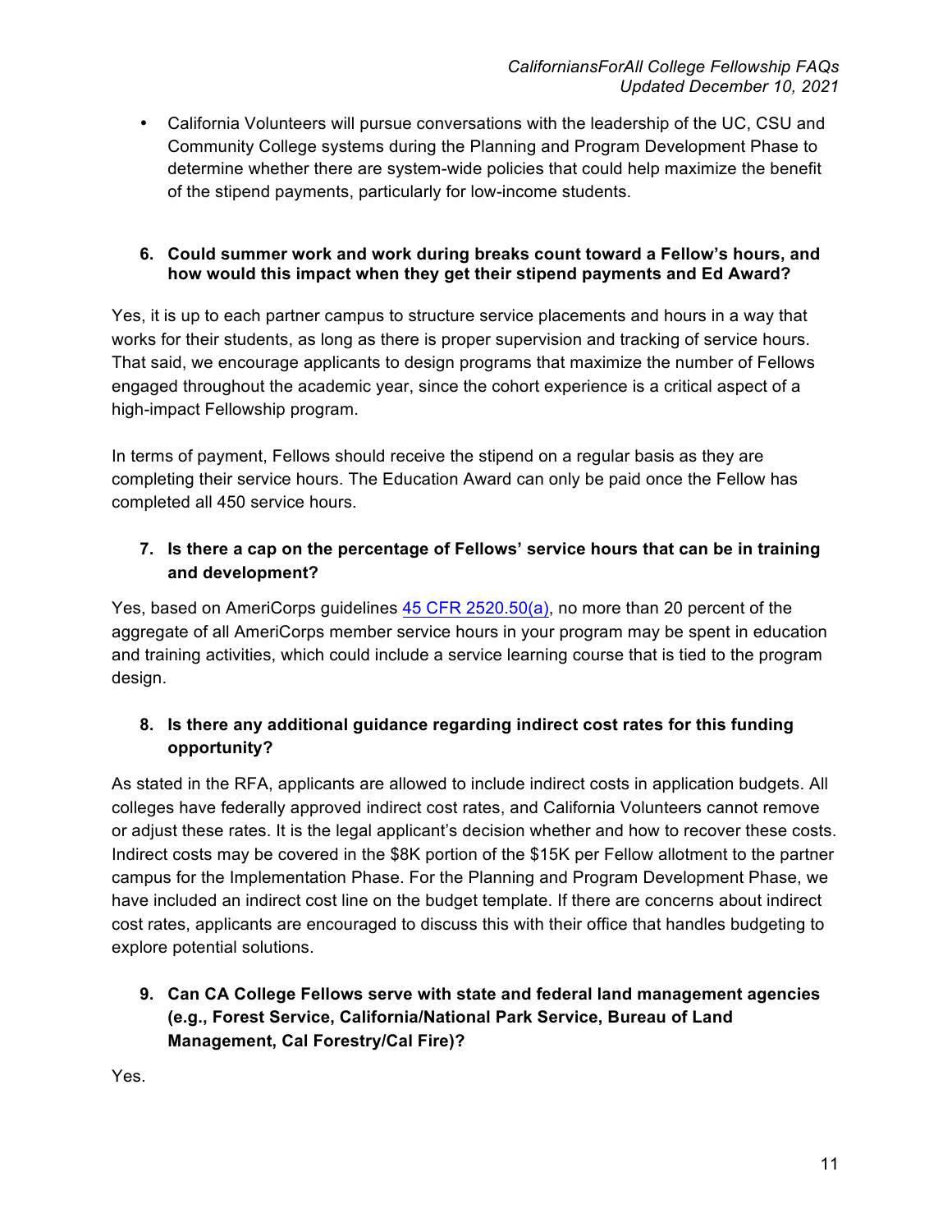- California Volunteers will pursue conversations with the leadership of the UC, CSU and Community College systems during the Planning and Program Development Phase to determine whether there are system-wide policies that could help maximize the benefit of the stipend payments, particularly for low-income students.

**6. Could summer work and work during breaks count toward a Fellow's hours, and how would this impact when they get their stipend payments and Ed Award?**

Yes, it is up to each partner campus to structure service placements and hours in a way that works for their students, as long as there is proper supervision and tracking of service hours. That said, we encourage applicants to design programs that maximize the number of Fellows engaged throughout the academic year, since the cohort experience is a critical aspect of a high-impact Fellowship program.

In terms of payment, Fellows should receive the stipend on a regular basis as they are completing their service hours. The Education Award can only be paid once the Fellow has completed all 450 service hours.

**7. Is there a cap on the percentage of Fellows' service hours that can be in training and development?**

Yes, based on AmeriCorps guidelines [45 CFR 2520.50(a)](), no more than 20 percent of the aggregate of all AmeriCorps member service hours in your program may be spent in education and training activities, which could include a service learning course that is tied to the program design.

**8. Is there any additional guidance regarding indirect cost rates for this funding opportunity?**

As stated in the RFA, applicants are allowed to include indirect costs in application budgets. All colleges have federally approved indirect cost rates, and California Volunteers cannot remove or adjust these rates. It is the legal applicant's decision whether and how to recover these costs. Indirect costs may be covered in the $8K portion of the $15K per Fellow allotment to the partner campus for the Implementation Phase. For the Planning and Program Development Phase, we have included an indirect cost line on the budget template. If there are concerns about indirect cost rates, applicants are encouraged to discuss this with their office that handles budgeting to explore potential solutions.

**9. Can CA College Fellows serve with state and federal land management agencies (e.g., Forest Service, California/National Park Service, Bureau of Land Management, Cal Forestry/Cal Fire)?**

Yes.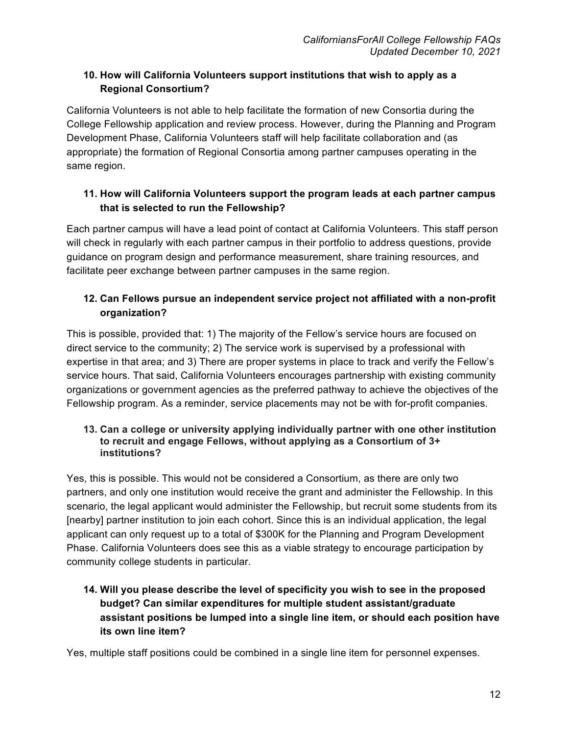**10. How will California Volunteers support institutions that wish to apply as a Regional Consortium?**

California Volunteers is not able to help facilitate the formation of new Consortia during the College Fellowship application and review process. However, during the Planning and Program Development Phase, California Volunteers staff will help facilitate collaboration and (as appropriate) the formation of Regional Consortia among partner campuses operating in the same region.

**11. How will California Volunteers support the program leads at each partner campus that is selected to run the Fellowship?**

Each partner campus will have a lead point of contact at California Volunteers. This staff person will check in regularly with each partner campus in their portfolio to address questions, provide guidance on program design and performance measurement, share training resources, and facilitate peer exchange between partner campuses in the same region.

**12. Can Fellows pursue an independent service project not affiliated with a non-profit organization?**

This is possible, provided that: 1) The majority of the Fellow's service hours are focused on direct service to the community; 2) The service work is supervised by a professional with expertise in that area; and 3) There are proper systems in place to track and verify the Fellow's service hours. That said, California Volunteers encourages partnership with existing community organizations or government agencies as the preferred pathway to achieve the objectives of the Fellowship program. As a reminder, service placements may not be with for-profit companies.

**13. Can a college or university applying individually partner with one other institution to recruit and engage Fellows, without applying as a Consortium of 3+ institutions?**

Yes, this is possible. This would not be considered a Consortium, as there are only two partners, and only one institution would receive the grant and administer the Fellowship. In this scenario, the legal applicant would administer the Fellowship, but recruit some students from its [nearby] partner institution to join each cohort. Since this is an individual application, the legal applicant can only request up to a total of $300K for the Planning and Program Development Phase. California Volunteers does see this as a viable strategy to encourage participation by community college students in particular.

**14. Will you please describe the level of specificity you wish to see in the proposed budget? Can similar expenditures for multiple student assistant/graduate assistant positions be lumped into a single line item, or should each position have its own line item?**

Yes, multiple staff positions could be combined in a single line item for personnel expenses.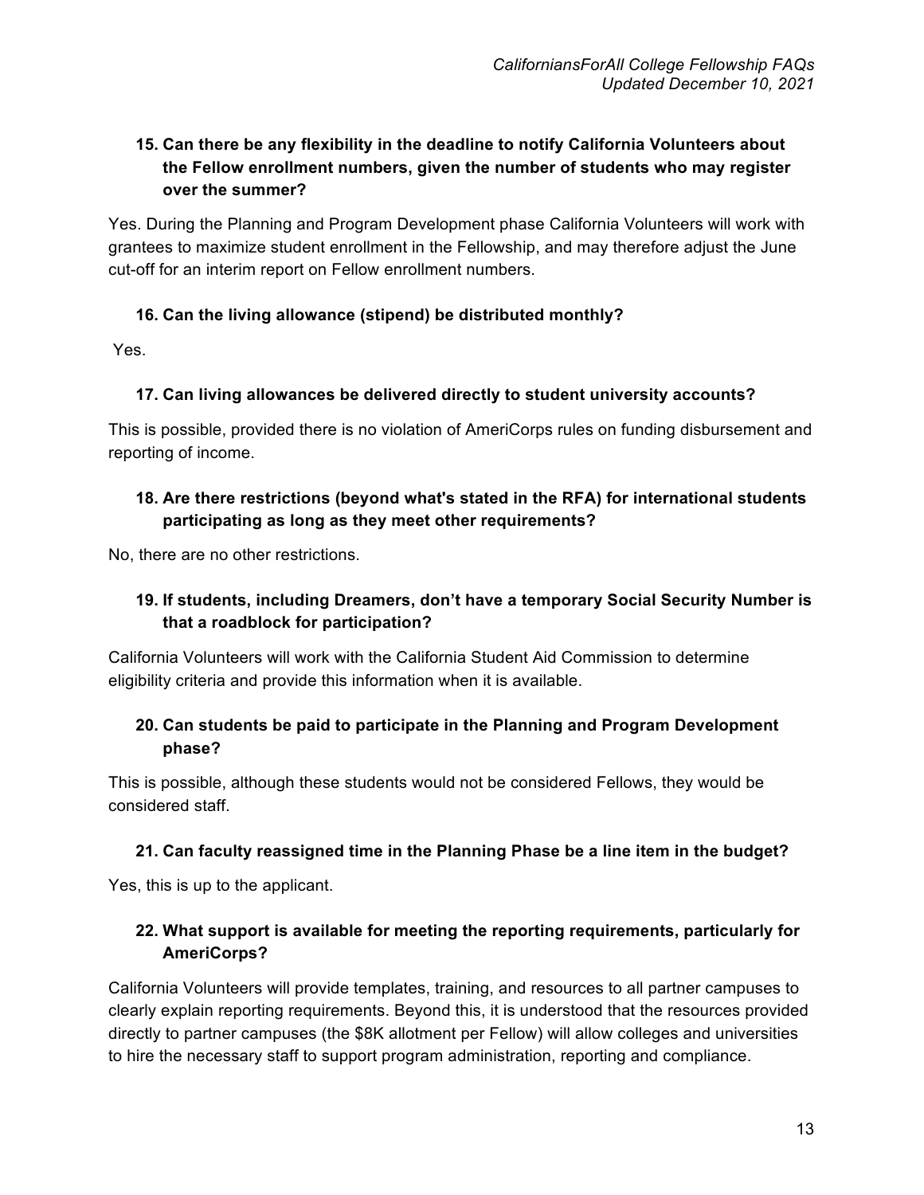**15. Can there be any flexibility in the deadline to notify California Volunteers about the Fellow enrollment numbers, given the number of students who may register over the summer?**

Yes. During the Planning and Program Development phase California Volunteers will work with grantees to maximize student enrollment in the Fellowship, and may therefore adjust the June cut-off for an interim report on Fellow enrollment numbers.

**16. Can the living allowance (stipend) be distributed monthly?**

Yes.

**17. Can living allowances be delivered directly to student university accounts?**

This is possible, provided there is no violation of AmeriCorps rules on funding disbursement and reporting of income.

**18. Are there restrictions (beyond what's stated in the RFA) for international students participating as long as they meet other requirements?**

No, there are no other restrictions.

**19. If students, including Dreamers, don't have a temporary Social Security Number is that a roadblock for participation?**

California Volunteers will work with the California Student Aid Commission to determine eligibility criteria and provide this information when it is available.

**20. Can students be paid to participate in the Planning and Program Development phase?**

This is possible, although these students would not be considered Fellows, they would be considered staff.

**21. Can faculty reassigned time in the Planning Phase be a line item in the budget?**

Yes, this is up to the applicant.

**22. What support is available for meeting the reporting requirements, particularly for AmeriCorps?**

California Volunteers will provide templates, training, and resources to all partner campuses to clearly explain reporting requirements. Beyond this, it is understood that the resources provided directly to partner campuses (the $8K allotment per Fellow) will allow colleges and universities to hire the necessary staff to support program administration, reporting and compliance.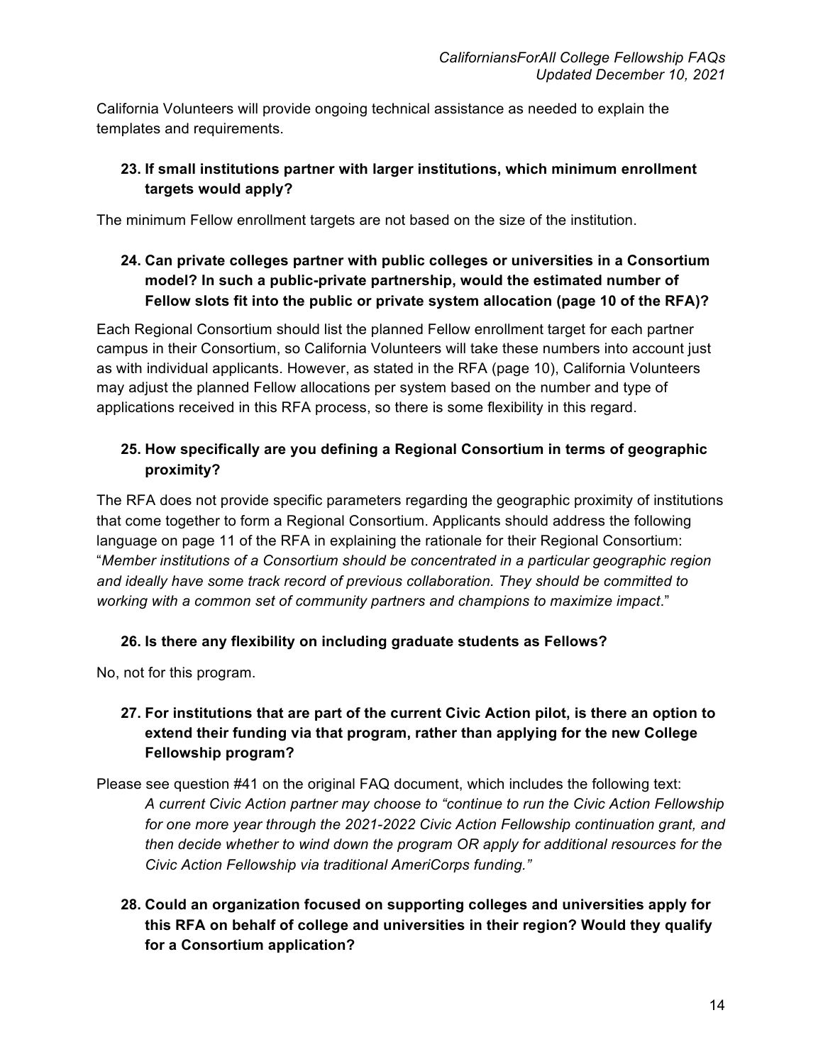California Volunteers will provide ongoing technical assistance as needed to explain the templates and requirements.

**23. If small institutions partner with larger institutions, which minimum enrollment targets would apply?**

The minimum Fellow enrollment targets are not based on the size of the institution.

**24. Can private colleges partner with public colleges or universities in a Consortium model? In such a public-private partnership, would the estimated number of Fellow slots fit into the public or private system allocation (page 10 of the RFA)?**

Each Regional Consortium should list the planned Fellow enrollment target for each partner campus in their Consortium, so California Volunteers will take these numbers into account just as with individual applicants. However, as stated in the RFA (page 10), California Volunteers may adjust the planned Fellow allocations per system based on the number and type of applications received in this RFA process, so there is some flexibility in this regard.

**25. How specifically are you defining a Regional Consortium in terms of geographic proximity?**

The RFA does not provide specific parameters regarding the geographic proximity of institutions that come together to form a Regional Consortium. Applicants should address the following language on page 11 of the RFA in explaining the rationale for their Regional Consortium: "*Member institutions of a Consortium should be concentrated in a particular geographic region and ideally have some track record of previous collaboration. They should be committed to working with a common set of community partners and champions to maximize impact*."

**26. Is there any flexibility on including graduate students as Fellows?**

No, not for this program.

**27. For institutions that are part of the current Civic Action pilot, is there an option to extend their funding via that program, rather than applying for the new College Fellowship program?**

Please see question #41 on the original FAQ document, which includes the following text:

> *A current Civic Action partner may choose to "continue to run the Civic Action Fellowship for one more year through the 2021-2022 Civic Action Fellowship continuation grant, and then decide whether to wind down the program OR apply for additional resources for the Civic Action Fellowship via traditional AmeriCorps funding."*

**28. Could an organization focused on supporting colleges and universities apply for this RFA on behalf of college and universities in their region? Would they qualify for a Consortium application?**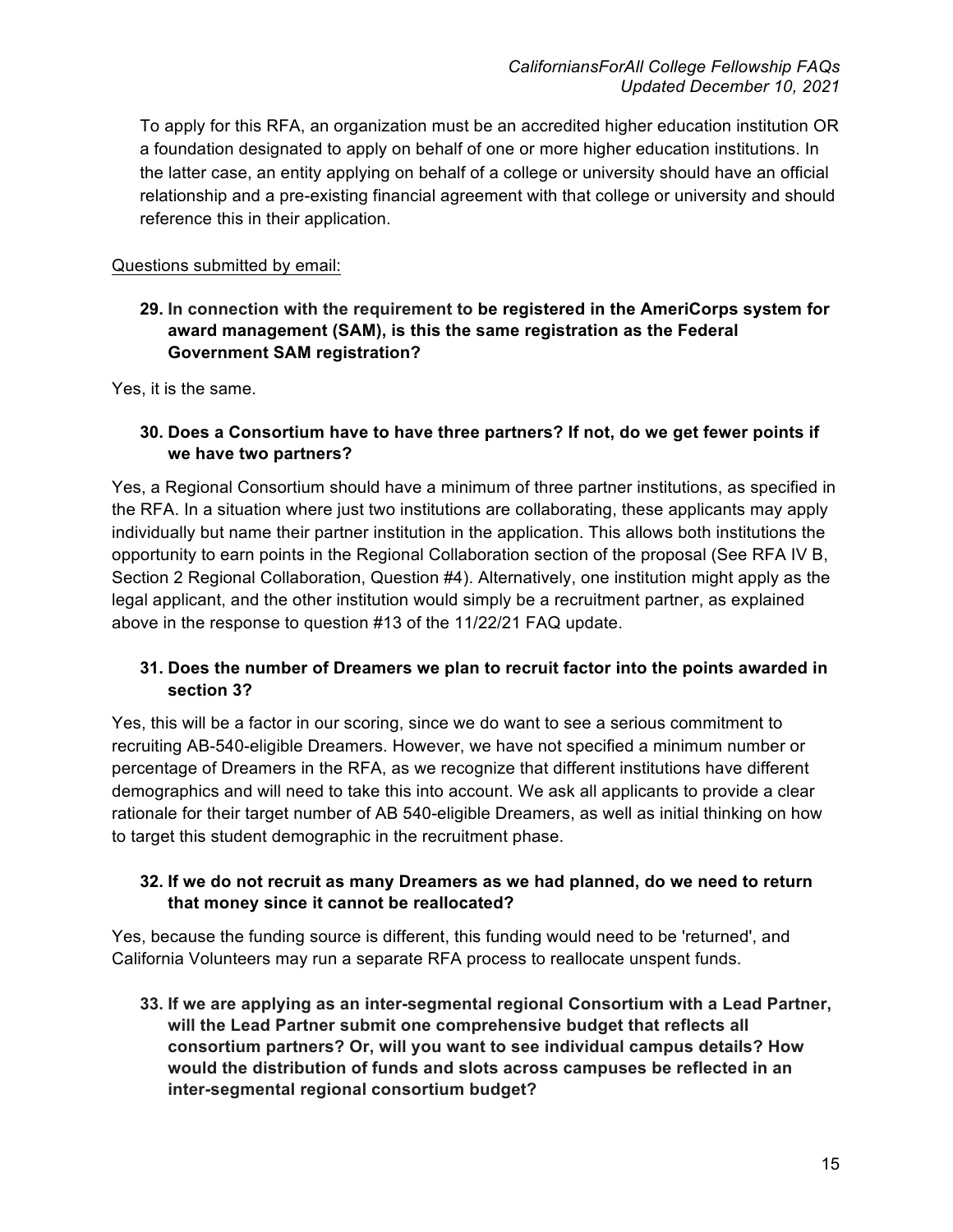To apply for this RFA, an organization must be an accredited higher education institution OR a foundation designated to apply on behalf of one or more higher education institutions. In the latter case, an entity applying on behalf of a college or university should have an official relationship and a pre-existing financial agreement with that college or university and should reference this in their application.

Questions submitted by email:

**29. In connection with the requirement to be registered in the AmeriCorps system for award management (SAM), is this the same registration as the Federal Government SAM registration?**

Yes, it is the same.

**30. Does a Consortium have to have three partners? If not, do we get fewer points if we have two partners?**

Yes, a Regional Consortium should have a minimum of three partner institutions, as specified in the RFA. In a situation where just two institutions are collaborating, these applicants may apply individually but name their partner institution in the application. This allows both institutions the opportunity to earn points in the Regional Collaboration section of the proposal (See RFA IV B, Section 2 Regional Collaboration, Question #4). Alternatively, one institution might apply as the legal applicant, and the other institution would simply be a recruitment partner, as explained above in the response to question #13 of the 11/22/21 FAQ update.

**31. Does the number of Dreamers we plan to recruit factor into the points awarded in section 3?**

Yes, this will be a factor in our scoring, since we do want to see a serious commitment to recruiting AB-540-eligible Dreamers. However, we have not specified a minimum number or percentage of Dreamers in the RFA, as we recognize that different institutions have different demographics and will need to take this into account. We ask all applicants to provide a clear rationale for their target number of AB 540-eligible Dreamers, as well as initial thinking on how to target this student demographic in the recruitment phase.

**32. If we do not recruit as many Dreamers as we had planned, do we need to return that money since it cannot be reallocated?**

Yes, because the funding source is different, this funding would need to be 'returned', and California Volunteers may run a separate RFA process to reallocate unspent funds.

**33. If we are applying as an inter-segmental regional Consortium with a Lead Partner, will the Lead Partner submit one comprehensive budget that reflects all consortium partners? Or, will you want to see individual campus details? How would the distribution of funds and slots across campuses be reflected in an inter-segmental regional consortium budget?**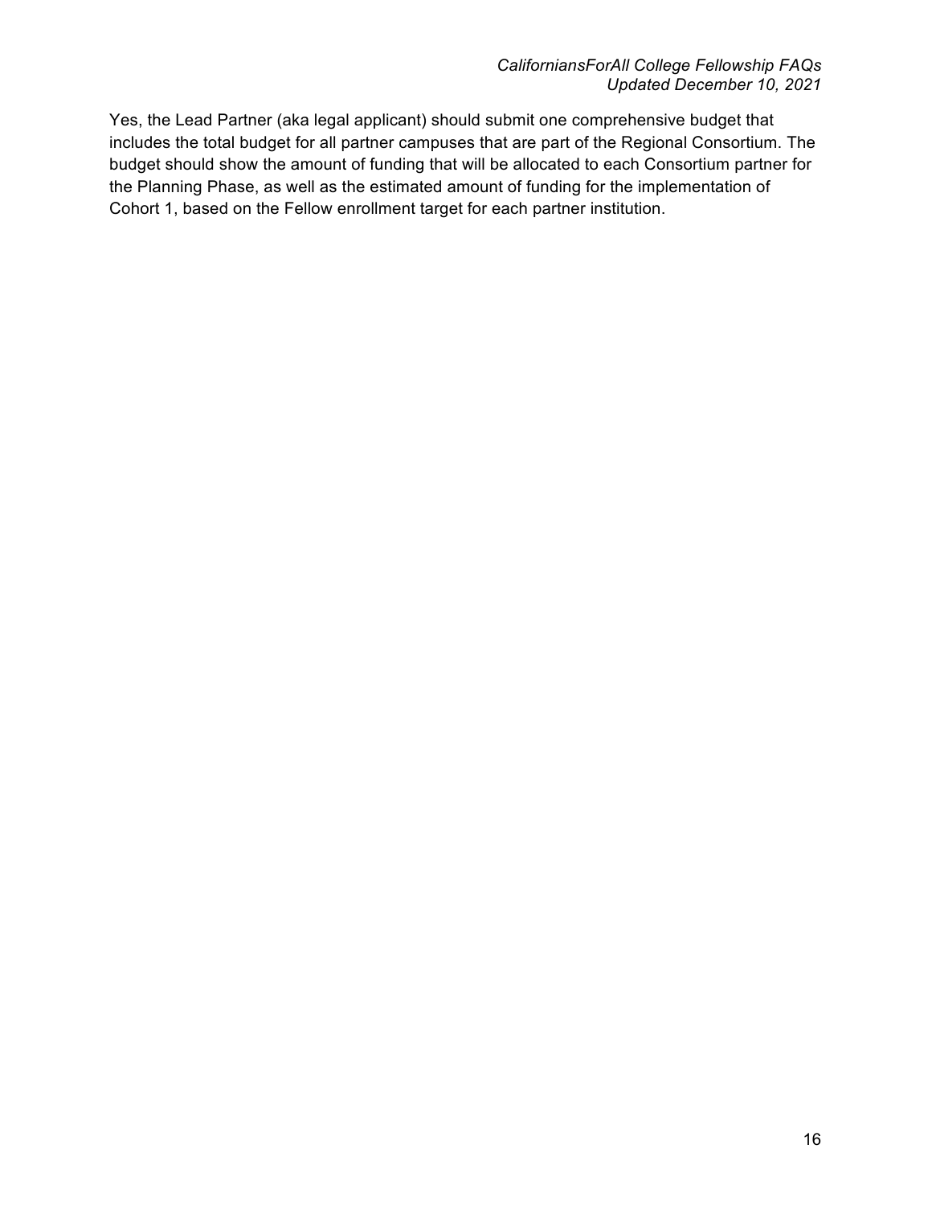Yes, the Lead Partner (aka legal applicant) should submit one comprehensive budget that includes the total budget for all partner campuses that are part of the Regional Consortium. The budget should show the amount of funding that will be allocated to each Consortium partner for the Planning Phase, as well as the estimated amount of funding for the implementation of Cohort 1, based on the Fellow enrollment target for each partner institution.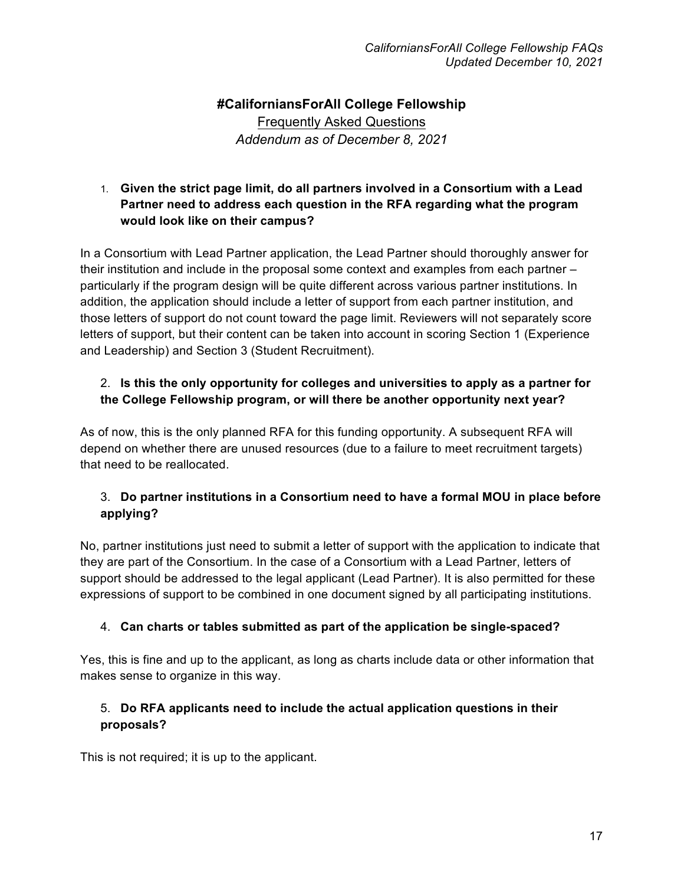## #CaliforniansForAll College Fellowship

Frequently Asked Questions

*Addendum as of December 8, 2021*

1. **Given the strict page limit, do all partners involved in a Consortium with a Lead Partner need to address each question in the RFA regarding what the program would look like on their campus?**

In a Consortium with Lead Partner application, the Lead Partner should thoroughly answer for their institution and include in the proposal some context and examples from each partner – particularly if the program design will be quite different across various partner institutions. In addition, the application should include a letter of support from each partner institution, and those letters of support do not count toward the page limit. Reviewers will not separately score letters of support, but their content can be taken into account in scoring Section 1 (Experience and Leadership) and Section 3 (Student Recruitment).

2. **Is this the only opportunity for colleges and universities to apply as a partner for the College Fellowship program, or will there be another opportunity next year?**

As of now, this is the only planned RFA for this funding opportunity. A subsequent RFA will depend on whether there are unused resources (due to a failure to meet recruitment targets) that need to be reallocated.

3. **Do partner institutions in a Consortium need to have a formal MOU in place before applying?**

No, partner institutions just need to submit a letter of support with the application to indicate that they are part of the Consortium. In the case of a Consortium with a Lead Partner, letters of support should be addressed to the legal applicant (Lead Partner). It is also permitted for these expressions of support to be combined in one document signed by all participating institutions.

4. **Can charts or tables submitted as part of the application be single-spaced?**

Yes, this is fine and up to the applicant, as long as charts include data or other information that makes sense to organize in this way.

5. **Do RFA applicants need to include the actual application questions in their proposals?**

This is not required; it is up to the applicant.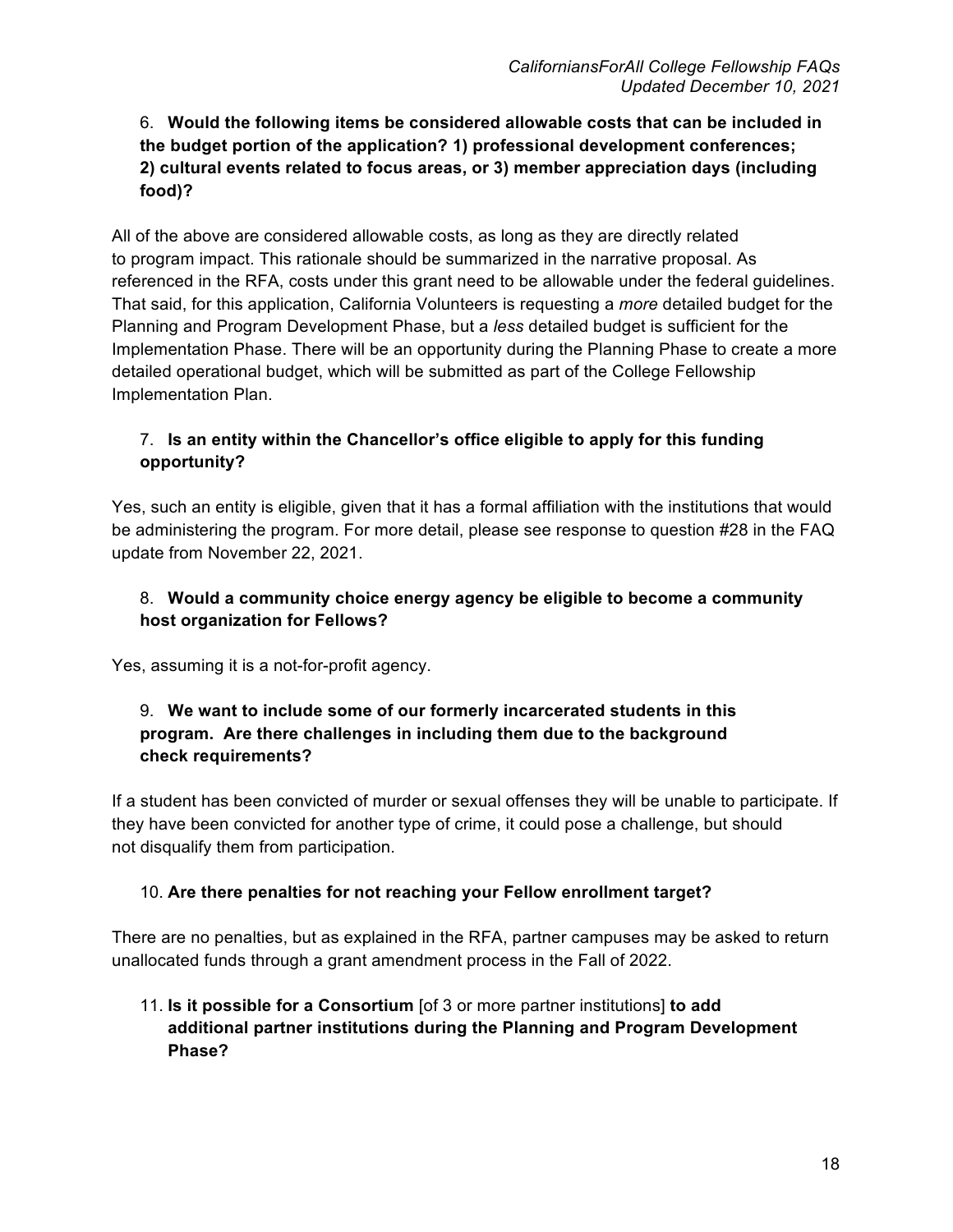6. **Would the following items be considered allowable costs that can be included in the budget portion of the application? 1) professional development conferences; 2) cultural events related to focus areas, or 3) member appreciation days (including food)?**

All of the above are considered allowable costs, as long as they are directly related to program impact. This rationale should be summarized in the narrative proposal. As referenced in the RFA, costs under this grant need to be allowable under the federal guidelines. That said, for this application, California Volunteers is requesting a *more* detailed budget for the Planning and Program Development Phase, but a *less* detailed budget is sufficient for the Implementation Phase. There will be an opportunity during the Planning Phase to create a more detailed operational budget, which will be submitted as part of the College Fellowship Implementation Plan.

7. **Is an entity within the Chancellor's office eligible to apply for this funding opportunity?**

Yes, such an entity is eligible, given that it has a formal affiliation with the institutions that would be administering the program. For more detail, please see response to question #28 in the FAQ update from November 22, 2021.

8. **Would a community choice energy agency be eligible to become a community host organization for Fellows?**

Yes, assuming it is a not-for-profit agency.

9. **We want to include some of our formerly incarcerated students in this program. Are there challenges in including them due to the background check requirements?**

If a student has been convicted of murder or sexual offenses they will be unable to participate. If they have been convicted for another type of crime, it could pose a challenge, but should not disqualify them from participation.

10. **Are there penalties for not reaching your Fellow enrollment target?**

There are no penalties, but as explained in the RFA, partner campuses may be asked to return unallocated funds through a grant amendment process in the Fall of 2022.

11. **Is it possible for a Consortium** [of 3 or more partner institutions] **to add additional partner institutions during the Planning and Program Development Phase?**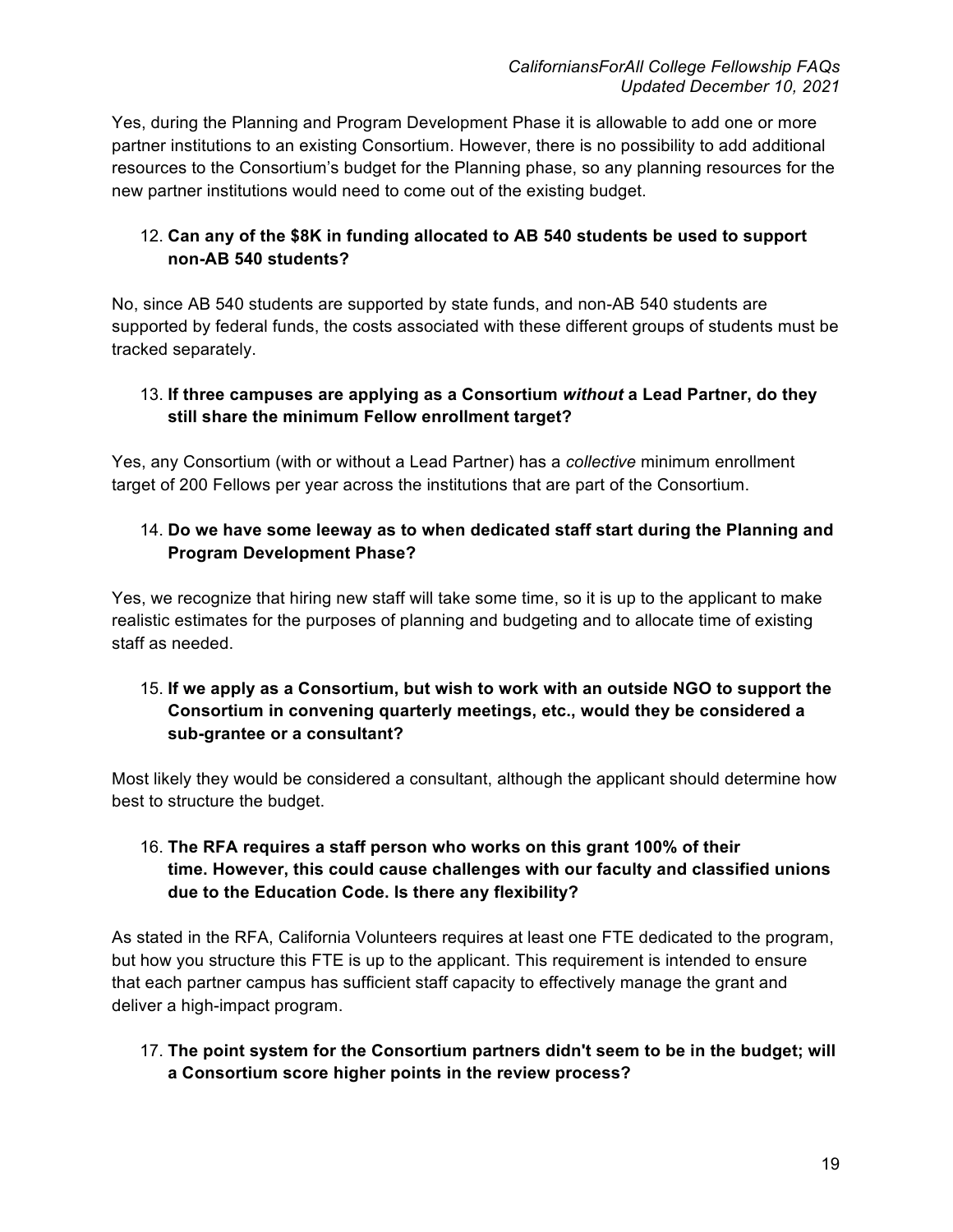Yes, during the Planning and Program Development Phase it is allowable to add one or more partner institutions to an existing Consortium. However, there is no possibility to add additional resources to the Consortium's budget for the Planning phase, so any planning resources for the new partner institutions would need to come out of the existing budget.

12. **Can any of the $8K in funding allocated to AB 540 students be used to support non-AB 540 students?**

No, since AB 540 students are supported by state funds, and non-AB 540 students are supported by federal funds, the costs associated with these different groups of students must be tracked separately.

13. **If three campuses are applying as a Consortium *without* a Lead Partner, do they still share the minimum Fellow enrollment target?**

Yes, any Consortium (with or without a Lead Partner) has a *collective* minimum enrollment target of 200 Fellows per year across the institutions that are part of the Consortium.

14. **Do we have some leeway as to when dedicated staff start during the Planning and Program Development Phase?**

Yes, we recognize that hiring new staff will take some time, so it is up to the applicant to make realistic estimates for the purposes of planning and budgeting and to allocate time of existing staff as needed.

15. **If we apply as a Consortium, but wish to work with an outside NGO to support the Consortium in convening quarterly meetings, etc., would they be considered a sub-grantee or a consultant?**

Most likely they would be considered a consultant, although the applicant should determine how best to structure the budget.

16. **The RFA requires a staff person who works on this grant 100% of their time. However, this could cause challenges with our faculty and classified unions due to the Education Code. Is there any flexibility?**

As stated in the RFA, California Volunteers requires at least one FTE dedicated to the program, but how you structure this FTE is up to the applicant. This requirement is intended to ensure that each partner campus has sufficient staff capacity to effectively manage the grant and deliver a high-impact program.

17. **The point system for the Consortium partners didn't seem to be in the budget; will a Consortium score higher points in the review process?**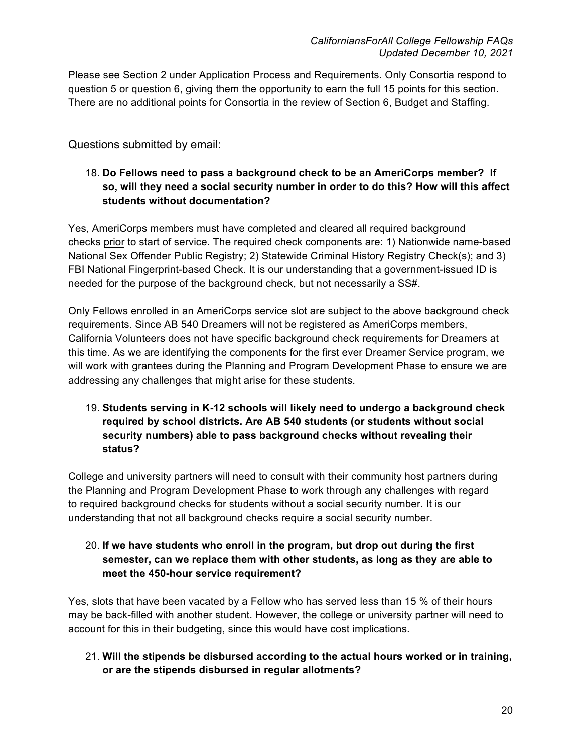Please see Section 2 under Application Process and Requirements. Only Consortia respond to question 5 or question 6, giving them the opportunity to earn the full 15 points for this section. There are no additional points for Consortia in the review of Section 6, Budget and Staffing.

## Questions submitted by email:

18. **Do Fellows need to pass a background check to be an AmeriCorps member? If so, will they need a social security number in order to do this? How will this affect students without documentation?**

Yes, AmeriCorps members must have completed and cleared all required background checks prior to start of service. The required check components are: 1) Nationwide name-based National Sex Offender Public Registry; 2) Statewide Criminal History Registry Check(s); and 3) FBI National Fingerprint-based Check. It is our understanding that a government-issued ID is needed for the purpose of the background check, but not necessarily a SS#.

Only Fellows enrolled in an AmeriCorps service slot are subject to the above background check requirements. Since AB 540 Dreamers will not be registered as AmeriCorps members, California Volunteers does not have specific background check requirements for Dreamers at this time. As we are identifying the components for the first ever Dreamer Service program, we will work with grantees during the Planning and Program Development Phase to ensure we are addressing any challenges that might arise for these students.

19. **Students serving in K-12 schools will likely need to undergo a background check required by school districts. Are AB 540 students (or students without social security numbers) able to pass background checks without revealing their status?**

College and university partners will need to consult with their community host partners during the Planning and Program Development Phase to work through any challenges with regard to required background checks for students without a social security number. It is our understanding that not all background checks require a social security number.

20. **If we have students who enroll in the program, but drop out during the first semester, can we replace them with other students, as long as they are able to meet the 450-hour service requirement?**

Yes, slots that have been vacated by a Fellow who has served less than 15 % of their hours may be back-filled with another student. However, the college or university partner will need to account for this in their budgeting, since this would have cost implications.

21. **Will the stipends be disbursed according to the actual hours worked or in training, or are the stipends disbursed in regular allotments?**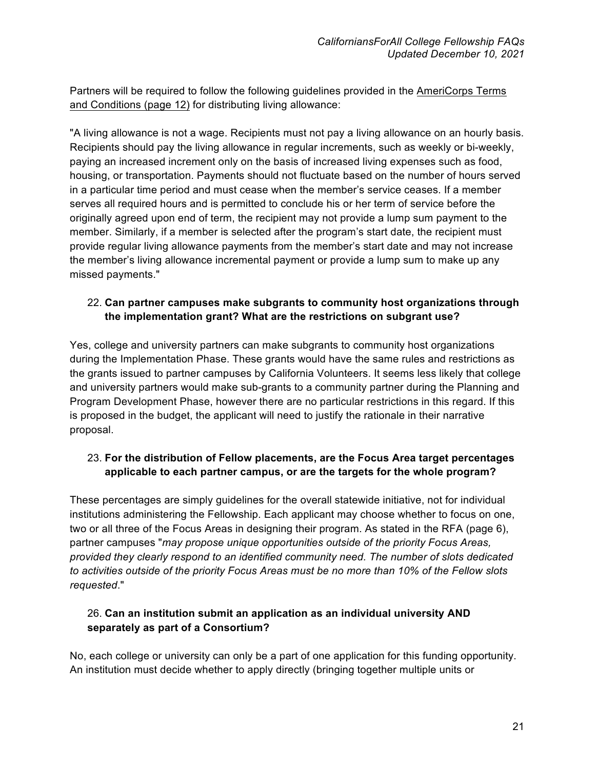Partners will be required to follow the following guidelines provided in the AmeriCorps Terms and Conditions (page 12) for distributing living allowance:

"A living allowance is not a wage. Recipients must not pay a living allowance on an hourly basis. Recipients should pay the living allowance in regular increments, such as weekly or bi-weekly, paying an increased increment only on the basis of increased living expenses such as food, housing, or transportation. Payments should not fluctuate based on the number of hours served in a particular time period and must cease when the member's service ceases. If a member serves all required hours and is permitted to conclude his or her term of service before the originally agreed upon end of term, the recipient may not provide a lump sum payment to the member. Similarly, if a member is selected after the program's start date, the recipient must provide regular living allowance payments from the member's start date and may not increase the member's living allowance incremental payment or provide a lump sum to make up any missed payments."

22. **Can partner campuses make subgrants to community host organizations through the implementation grant? What are the restrictions on subgrant use?**

Yes, college and university partners can make subgrants to community host organizations during the Implementation Phase. These grants would have the same rules and restrictions as the grants issued to partner campuses by California Volunteers. It seems less likely that college and university partners would make sub-grants to a community partner during the Planning and Program Development Phase, however there are no particular restrictions in this regard. If this is proposed in the budget, the applicant will need to justify the rationale in their narrative proposal.

23. **For the distribution of Fellow placements, are the Focus Area target percentages applicable to each partner campus, or are the targets for the whole program?**

These percentages are simply guidelines for the overall statewide initiative, not for individual institutions administering the Fellowship. Each applicant may choose whether to focus on one, two or all three of the Focus Areas in designing their program. As stated in the RFA (page 6), partner campuses "*may propose unique opportunities outside of the priority Focus Areas, provided they clearly respond to an identified community need. The number of slots dedicated to activities outside of the priority Focus Areas must be no more than 10% of the Fellow slots requested*."

26. **Can an institution submit an application as an individual university AND separately as part of a Consortium?**

No, each college or university can only be a part of one application for this funding opportunity. An institution must decide whether to apply directly (bringing together multiple units or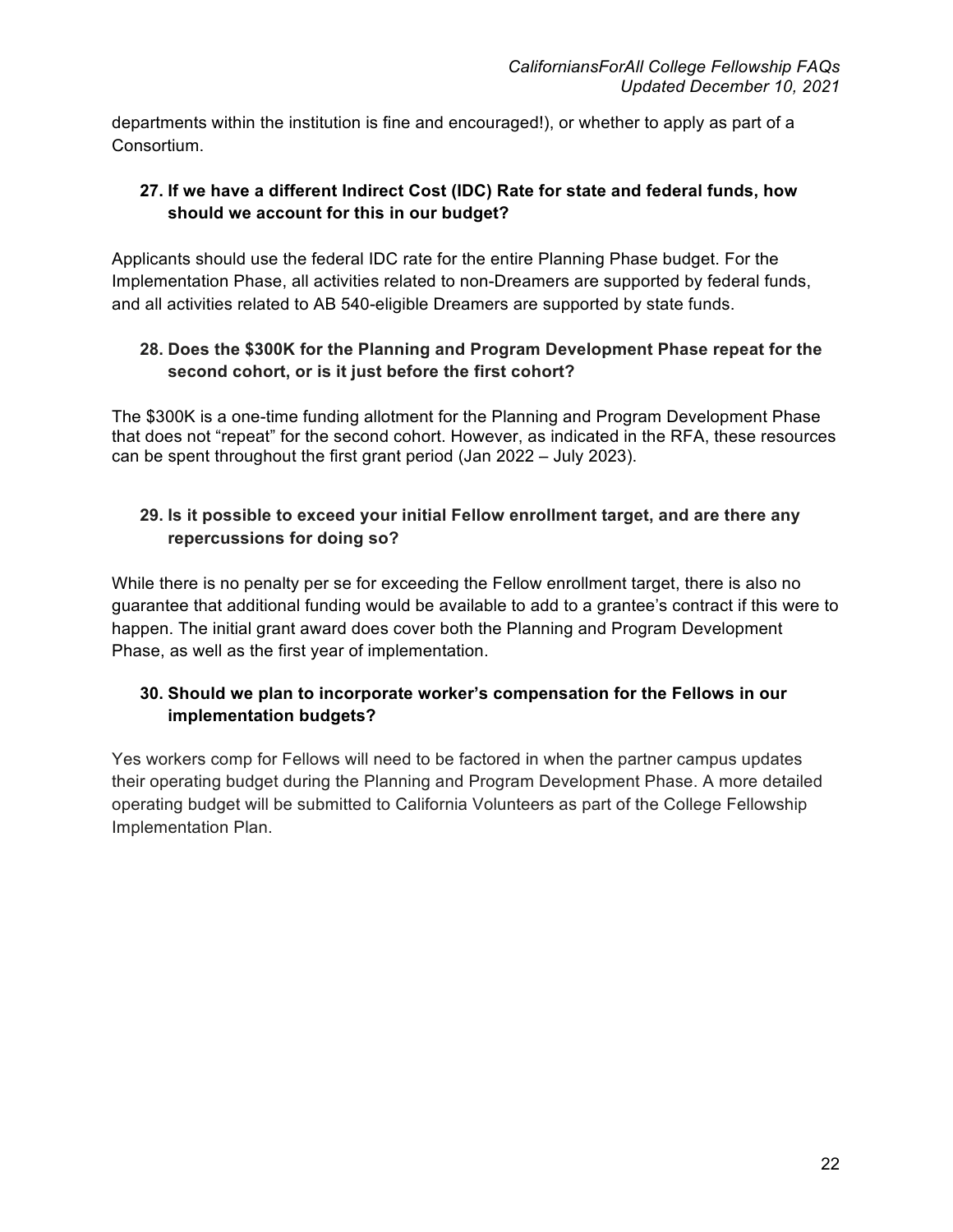departments within the institution is fine and encouraged!), or whether to apply as part of a Consortium.

**27. If we have a different Indirect Cost (IDC) Rate for state and federal funds, how should we account for this in our budget?**

Applicants should use the federal IDC rate for the entire Planning Phase budget. For the Implementation Phase, all activities related to non-Dreamers are supported by federal funds, and all activities related to AB 540-eligible Dreamers are supported by state funds.

**28. Does the $300K for the Planning and Program Development Phase repeat for the second cohort, or is it just before the first cohort?**

The $300K is a one-time funding allotment for the Planning and Program Development Phase that does not "repeat" for the second cohort. However, as indicated in the RFA, these resources can be spent throughout the first grant period (Jan 2022 – July 2023).

**29. Is it possible to exceed your initial Fellow enrollment target, and are there any repercussions for doing so?**

While there is no penalty per se for exceeding the Fellow enrollment target, there is also no guarantee that additional funding would be available to add to a grantee's contract if this were to happen. The initial grant award does cover both the Planning and Program Development Phase, as well as the first year of implementation.

**30. Should we plan to incorporate worker's compensation for the Fellows in our implementation budgets?**

Yes workers comp for Fellows will need to be factored in when the partner campus updates their operating budget during the Planning and Program Development Phase. A more detailed operating budget will be submitted to California Volunteers as part of the College Fellowship Implementation Plan.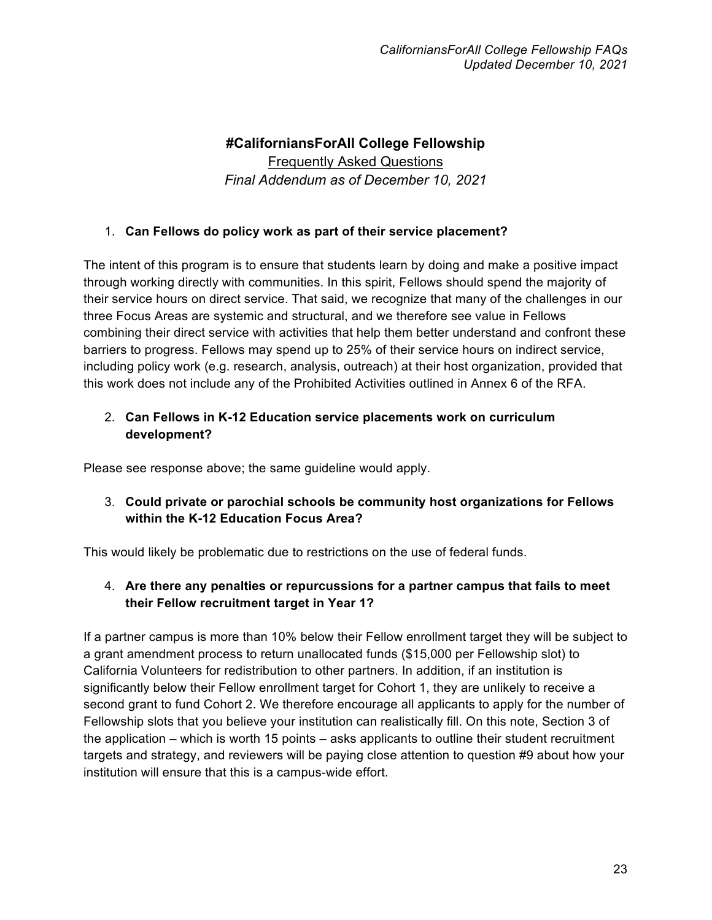# #CaliforniansForAll College Fellowship

Frequently Asked Questions

*Final Addendum as of December 10, 2021*

1. **Can Fellows do policy work as part of their service placement?**

The intent of this program is to ensure that students learn by doing and make a positive impact through working directly with communities. In this spirit, Fellows should spend the majority of their service hours on direct service. That said, we recognize that many of the challenges in our three Focus Areas are systemic and structural, and we therefore see value in Fellows combining their direct service with activities that help them better understand and confront these barriers to progress. Fellows may spend up to 25% of their service hours on indirect service, including policy work (e.g. research, analysis, outreach) at their host organization, provided that this work does not include any of the Prohibited Activities outlined in Annex 6 of the RFA.

2. **Can Fellows in K-12 Education service placements work on curriculum development?**

Please see response above; the same guideline would apply.

3. **Could private or parochial schools be community host organizations for Fellows within the K-12 Education Focus Area?**

This would likely be problematic due to restrictions on the use of federal funds.

4. **Are there any penalties or repurcussions for a partner campus that fails to meet their Fellow recruitment target in Year 1?**

If a partner campus is more than 10% below their Fellow enrollment target they will be subject to a grant amendment process to return unallocated funds ($15,000 per Fellowship slot) to California Volunteers for redistribution to other partners. In addition, if an institution is significantly below their Fellow enrollment target for Cohort 1, they are unlikely to receive a second grant to fund Cohort 2. We therefore encourage all applicants to apply for the number of Fellowship slots that you believe your institution can realistically fill. On this note, Section 3 of the application – which is worth 15 points – asks applicants to outline their student recruitment targets and strategy, and reviewers will be paying close attention to question #9 about how your institution will ensure that this is a campus-wide effort.